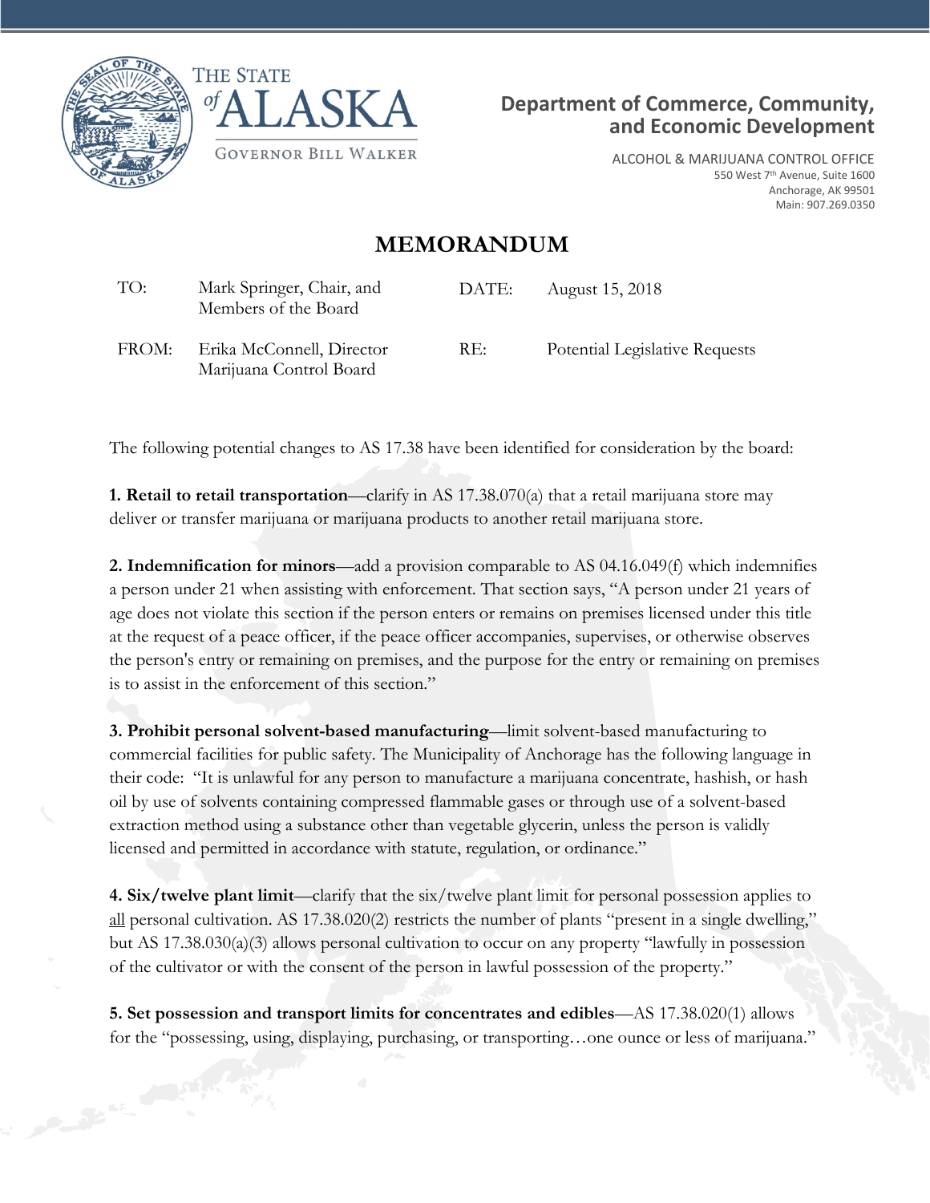THE STATE *of* ALASKA

GOVERNOR BILL WALKER

**Department of Commerce, Community, and Economic Development**

ALCOHOL & MARIJUANA CONTROL OFFICE
550 West 7th Avenue, Suite 1600
Anchorage, AK 99501
Main: 907.269.0350

# MEMORANDUM

| | | | |
|---|---|---|---|
| TO: | Mark Springer, Chair, and Members of the Board | DATE: | August 15, 2018 |
| FROM: | Erika McConnell, Director Marijuana Control Board | RE: | Potential Legislative Requests |

The following potential changes to AS 17.38 have been identified for consideration by the board:

**1. Retail to retail transportation**—clarify in AS 17.38.070(a) that a retail marijuana store may deliver or transfer marijuana or marijuana products to another retail marijuana store.

**2. Indemnification for minors**—add a provision comparable to AS 04.16.049(f) which indemnifies a person under 21 when assisting with enforcement. That section says, "A person under 21 years of age does not violate this section if the person enters or remains on premises licensed under this title at the request of a peace officer, if the peace officer accompanies, supervises, or otherwise observes the person's entry or remaining on premises, and the purpose for the entry or remaining on premises is to assist in the enforcement of this section."

**3. Prohibit personal solvent-based manufacturing**—limit solvent-based manufacturing to commercial facilities for public safety. The Municipality of Anchorage has the following language in their code: "It is unlawful for any person to manufacture a marijuana concentrate, hashish, or hash oil by use of solvents containing compressed flammable gases or through use of a solvent-based extraction method using a substance other than vegetable glycerin, unless the person is validly licensed and permitted in accordance with statute, regulation, or ordinance."

**4. Six/twelve plant limit**—clarify that the six/twelve plant limit for personal possession applies to <u>all</u> personal cultivation. AS 17.38.020(2) restricts the number of plants "present in a single dwelling," but AS 17.38.030(a)(3) allows personal cultivation to occur on any property "lawfully in possession of the cultivator or with the consent of the person in lawful possession of the property."

**5. Set possession and transport limits for concentrates and edibles**—AS 17.38.020(1) allows for the "possessing, using, displaying, purchasing, or transporting…one ounce or less of marijuana."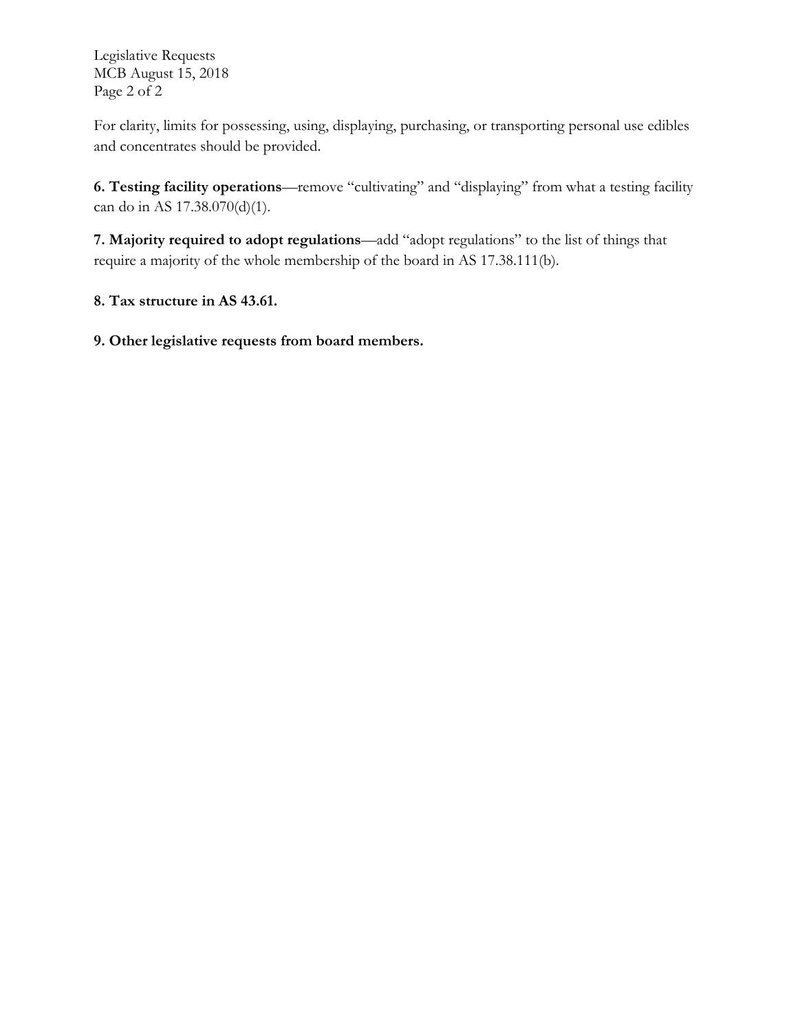For clarity, limits for possessing, using, displaying, purchasing, or transporting personal use edibles and concentrates should be provided.

**6. Testing facility operations**—remove "cultivating" and "displaying" from what a testing facility can do in AS 17.38.070(d)(1).

**7. Majority required to adopt regulations**—add "adopt regulations" to the list of things that require a majority of the whole membership of the board in AS 17.38.111(b).

**8. Tax structure in AS 43.61.**

**9. Other legislative requests from board members.**